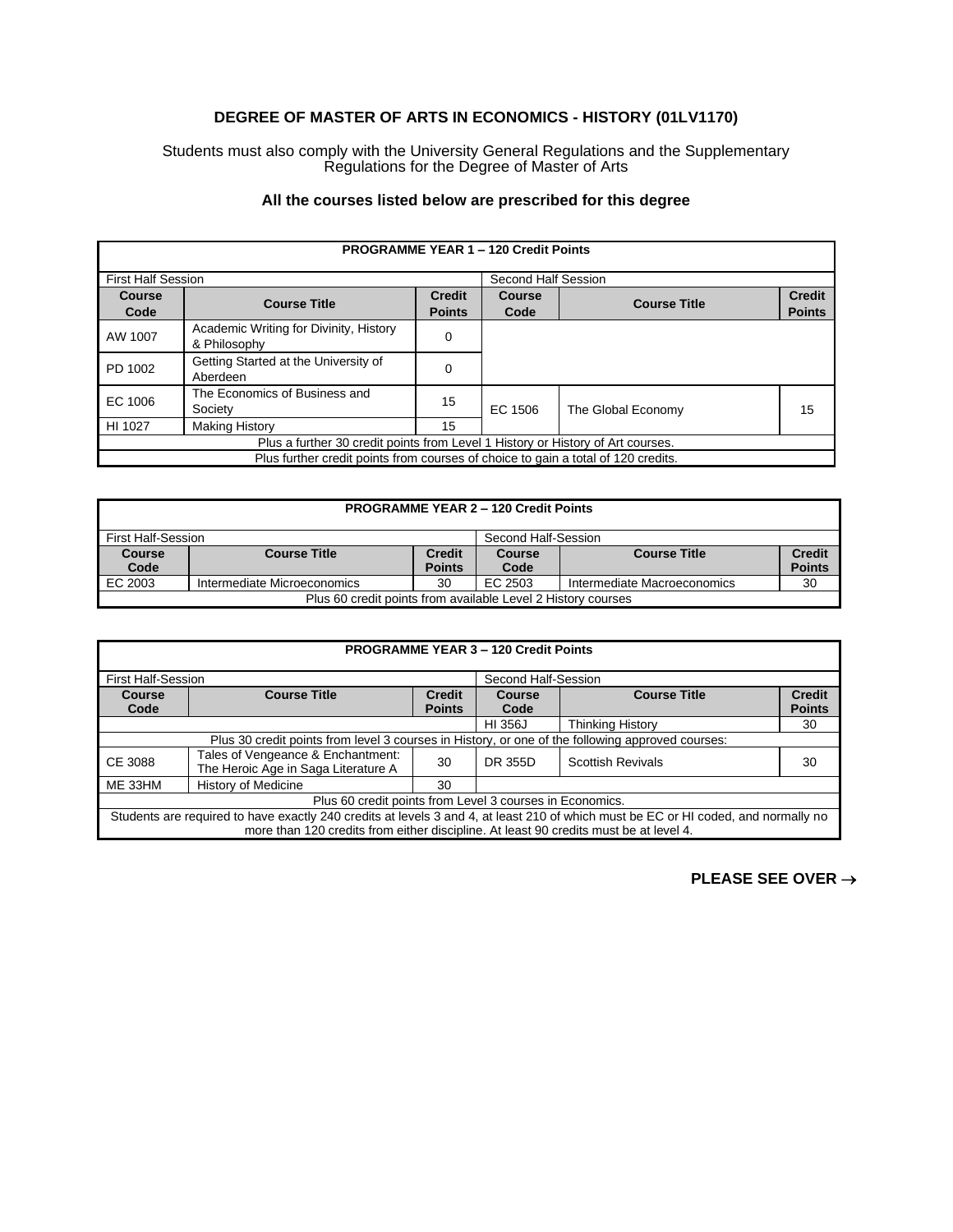# DEGREE OF MASTER OF ARTS IN ECONOMICS - HISTORY (01LV1170)

Students must also comply with the University General Regulations and the Supplementary Regulations for the Degree of Master of Arts

**All the courses listed below are prescribed for this degree**

| **PROGRAMME YEAR 1 – 120 Credit Points** | | | | | |
|---|---|---|---|---|---|
| First Half Session | | | Second Half Session | | |
| **Course Code** | **Course Title** | **Credit Points** | **Course Code** | **Course Title** | **Credit Points** |
| AW 1007 | Academic Writing for Divinity, History & Philosophy | 0 | | | |
| PD 1002 | Getting Started at the University of Aberdeen | 0 | | | |
| EC 1006 | The Economics of Business and Society | 15 | EC 1506 | The Global Economy | 15 |
| HI 1027 | Making History | 15 | | | |
| Plus a further 30 credit points from Level 1 History or History of Art courses. | | | | | |
| Plus further credit points from courses of choice to gain a total of 120 credits. | | | | | |

| **PROGRAMME YEAR 2 – 120 Credit Points** | | | | | |
|---|---|---|---|---|---|
| First Half-Session | | | Second Half-Session | | |
| **Course Code** | **Course Title** | **Credit Points** | **Course Code** | **Course Title** | **Credit Points** |
| EC 2003 | Intermediate Microeconomics | 30 | EC 2503 | Intermediate Macroeconomics | 30 |
| Plus 60 credit points from available Level 2 History courses | | | | | |

| **PROGRAMME YEAR 3 – 120 Credit Points** | | | | | |
|---|---|---|---|---|---|
| First Half-Session | | | Second Half-Session | | |
| **Course Code** | **Course Title** | **Credit Points** | **Course Code** | **Course Title** | **Credit Points** |
| | | | HI 356J | Thinking History | 30 |
| Plus 30 credit points from level 3 courses in History, or one of the following approved courses: | | | | | |
| CE 3088 | Tales of Vengeance & Enchantment: The Heroic Age in Saga Literature A | 30 | DR 355D | Scottish Revivals | 30 |
| ME 33HM | History of Medicine | 30 | | | |
| Plus 60 credit points from Level 3 courses in Economics. | | | | | |
| Students are required to have exactly 240 credits at levels 3 and 4, at least 210 of which must be EC or HI coded, and normally no more than 120 credits from either discipline. At least 90 credits must be at level 4. | | | | | |

**PLEASE SEE OVER →**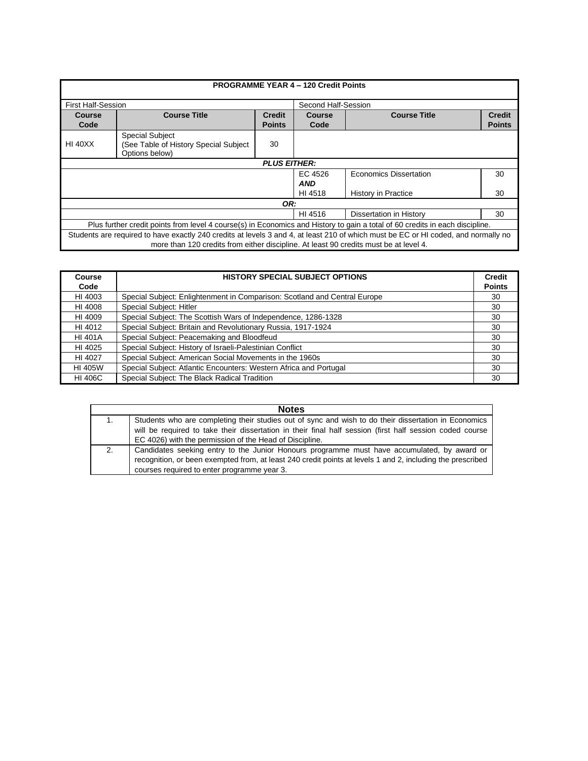| PROGRAMME YEAR 4 – 120 Credit Points | | | | | |
|---|---|---|---|---|---|
| First Half-Session | | | Second Half-Session | | |
| **Course Code** | **Course Title** | **Credit Points** | **Course Code** | **Course Title** | **Credit Points** |
| HI 40XX | Special Subject (See Table of History Special Subject Options below) | 30 | | | |
| ***PLUS EITHER:*** | | | | | |
| | | | EC 4526 | Economics Dissertation | 30 |
| | | | ***AND*** | | |
| | | | HI 4518 | History in Practice | 30 |
| ***OR:*** | | | | | |
| | | | HI 4516 | Dissertation in History | 30 |
| Plus further credit points from level 4 course(s) in Economics and History to gain a total of 60 credits in each discipline. | | | | | |
| Students are required to have exactly 240 credits at levels 3 and 4, at least 210 of which must be EC or HI coded, and normally no more than 120 credits from either discipline. At least 90 credits must be at level 4. | | | | | |

| Course Code | HISTORY SPECIAL SUBJECT OPTIONS | Credit Points |
|---|---|---|
| HI 4003 | Special Subject: Enlightenment in Comparison: Scotland and Central Europe | 30 |
| HI 4008 | Special Subject: Hitler | 30 |
| HI 4009 | Special Subject: The Scottish Wars of Independence, 1286-1328 | 30 |
| HI 4012 | Special Subject: Britain and Revolutionary Russia, 1917-1924 | 30 |
| HI 401A | Special Subject: Peacemaking and Bloodfeud | 30 |
| HI 4025 | Special Subject: History of Israeli-Palestinian Conflict | 30 |
| HI 4027 | Special Subject: American Social Movements in the 1960s | 30 |
| HI 405W | Special Subject: Atlantic Encounters: Western Africa and Portugal | 30 |
| HI 406C | Special Subject: The Black Radical Tradition | 30 |

| Notes | |
|---|---|
| 1. | Students who are completing their studies out of sync and wish to do their dissertation in Economics will be required to take their dissertation in their final half session (first half session coded course EC 4026) with the permission of the Head of Discipline. |
| 2. | Candidates seeking entry to the Junior Honours programme must have accumulated, by award or recognition, or been exempted from, at least 240 credit points at levels 1 and 2, including the prescribed courses required to enter programme year 3. |